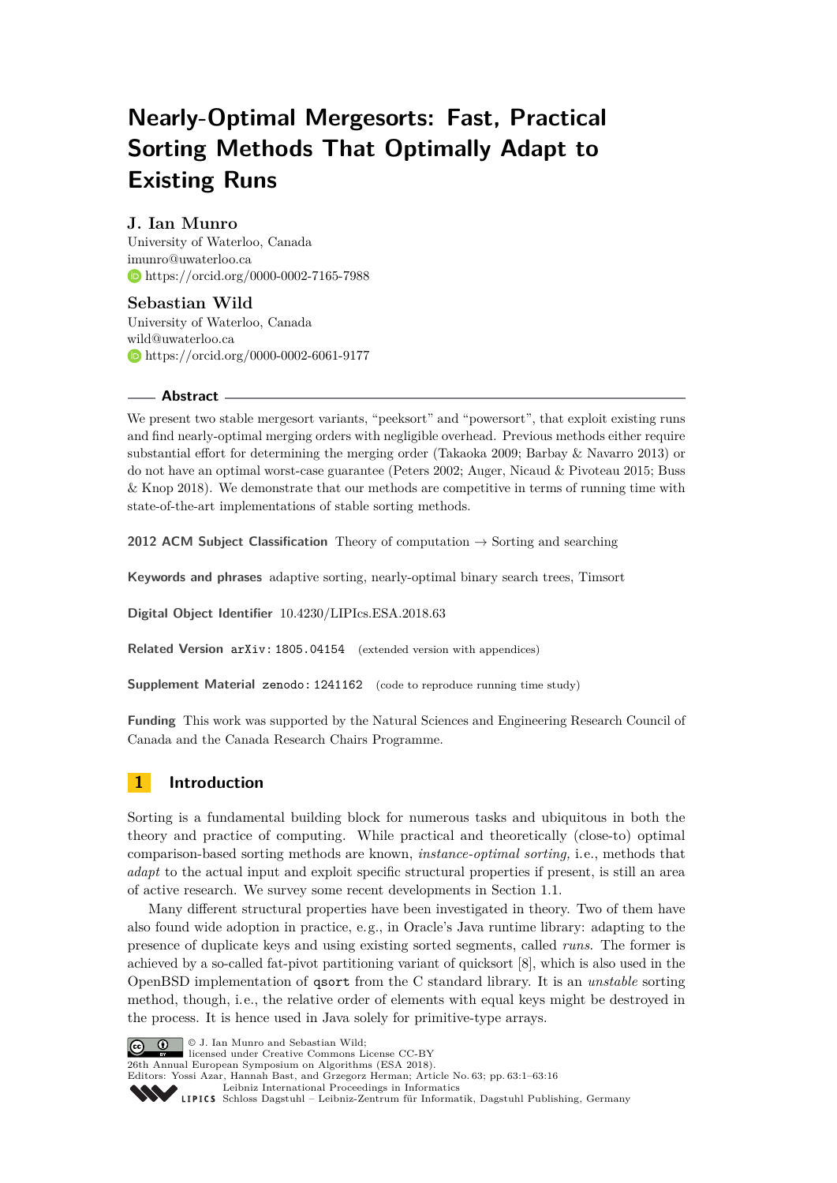# Nearly-Optimal Mergesorts: Fast, Practical Sorting Methods That Optimally Adapt to Existing Runs

**J. Ian Munro**
University of Waterloo, Canada
imunro@uwaterloo.ca
https://orcid.org/0000-0002-7165-7988

**Sebastian Wild**
University of Waterloo, Canada
wild@uwaterloo.ca
https://orcid.org/0000-0002-6061-9177

## Abstract

We present two stable mergesort variants, "peeksort" and "powersort", that exploit existing runs and find nearly-optimal merging orders with negligible overhead. Previous methods either require substantial effort for determining the merging order (Takaoka 2009; Barbay & Navarro 2013) or do not have an optimal worst-case guarantee (Peters 2002; Auger, Nicaud & Pivoteau 2015; Buss & Knop 2018). We demonstrate that our methods are competitive in terms of running time with state-of-the-art implementations of stable sorting methods.

**2012 ACM Subject Classification** Theory of computation → Sorting and searching

**Keywords and phrases** adaptive sorting, nearly-optimal binary search trees, Timsort

**Digital Object Identifier** 10.4230/LIPIcs.ESA.2018.63

**Related Version** arXiv: 1805.04154 (extended version with appendices)

**Supplement Material** zenodo: 1241162 (code to reproduce running time study)

**Funding** This work was supported by the Natural Sciences and Engineering Research Council of Canada and the Canada Research Chairs Programme.

## 1 Introduction

Sorting is a fundamental building block for numerous tasks and ubiquitous in both the theory and practice of computing. While practical and theoretically (close-to) optimal comparison-based sorting methods are known, *instance-optimal sorting,* i.e., methods that *adapt* to the actual input and exploit specific structural properties if present, is still an area of active research. We survey some recent developments in Section 1.1.

Many different structural properties have been investigated in theory. Two of them have also found wide adoption in practice, e.g., in Oracle's Java runtime library: adapting to the presence of duplicate keys and using existing sorted segments, called *runs*. The former is achieved by a so-called fat-pivot partitioning variant of quicksort [8], which is also used in the OpenBSD implementation of `qsort` from the C standard library. It is an *unstable* sorting method, though, i.e., the relative order of elements with equal keys might be destroyed in the process. It is hence used in Java solely for primitive-type arrays.

© J. Ian Munro and Sebastian Wild;
licensed under Creative Commons License CC-BY
26th Annual European Symposium on Algorithms (ESA 2018).
Editors: Yossi Azar, Hannah Bast, and Grzegorz Herman; Article No. 63; pp. 63:1–63:16
Leibniz International Proceedings in Informatics
Schloss Dagstuhl – Leibniz-Zentrum für Informatik, Dagstuhl Publishing, Germany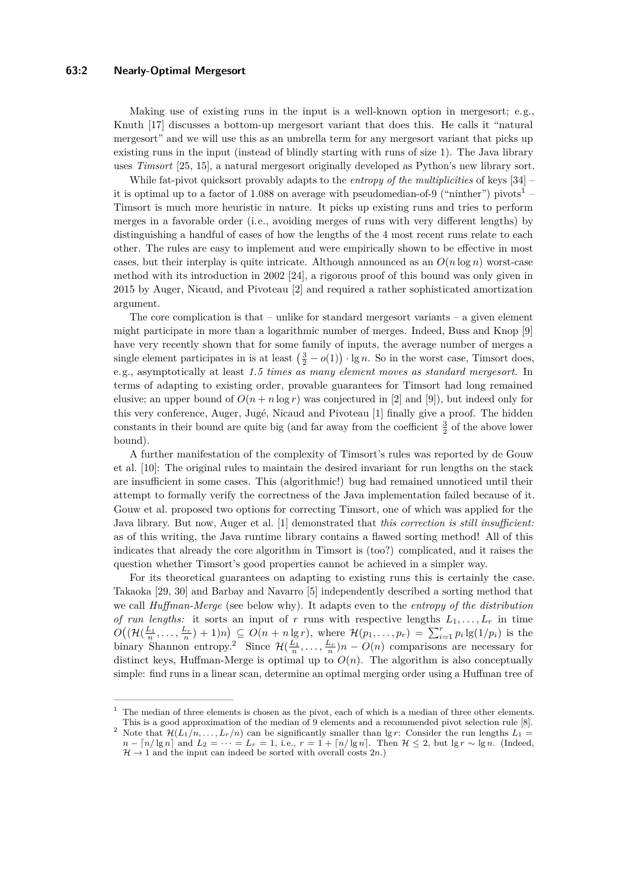Making use of existing runs in the input is a well-known option in mergesort; e.g., Knuth [17] discusses a bottom-up mergesort variant that does this. He calls it "natural mergesort" and we will use this as an umbrella term for any mergesort variant that picks up existing runs in the input (instead of blindly starting with runs of size 1). The Java library uses *Timsort* [25, 15], a natural mergesort originally developed as Python's new library sort.

While fat-pivot quicksort provably adapts to the *entropy of the multiplicities* of keys [34] – it is optimal up to a factor of 1.088 on average with pseudomedian-of-9 ("ninther") pivots[1] – Timsort is much more heuristic in nature. It picks up existing runs and tries to perform merges in a favorable order (i.e., avoiding merges of runs with very different lengths) by distinguishing a handful of cases of how the lengths of the 4 most recent runs relate to each other. The rules are easy to implement and were empirically shown to be effective in most cases, but their interplay is quite intricate. Although announced as an $O(n \log n)$ worst-case method with its introduction in 2002 [24], a rigorous proof of this bound was only given in 2015 by Auger, Nicaud, and Pivoteau [2] and required a rather sophisticated amortization argument.

The core complication is that – unlike for standard mergesort variants – a given element might participate in more than a logarithmic number of merges. Indeed, Buss and Knop [9] have very recently shown that for some family of inputs, the average number of merges a single element participates in is at least $\left(\frac{3}{2} - o(1)\right) \cdot \lg n$. So in the worst case, Timsort does, e.g., asymptotically at least *1.5 times as many element moves as standard mergesort.* In terms of adapting to existing order, provable guarantees for Timsort had long remained elusive; an upper bound of $O(n + n \log r)$ was conjectured in [2] and [9]), but indeed only for this very conference, Auger, Jugé, Nicaud and Pivoteau [1] finally give a proof. The hidden constants in their bound are quite big (and far away from the coefficient $\frac{3}{2}$ of the above lower bound).

A further manifestation of the complexity of Timsort's rules was reported by de Gouw et al. [10]: The original rules to maintain the desired invariant for run lengths on the stack are insufficient in some cases. This (algorithmic!) bug had remained unnoticed until their attempt to formally verify the correctness of the Java implementation failed because of it. Gouw et al. proposed two options for correcting Timsort, one of which was applied for the Java library. But now, Auger et al. [1] demonstrated that *this correction is still insufficient:* as of this writing, the Java runtime library contains a flawed sorting method! All of this indicates that already the core algorithm in Timsort is (too?) complicated, and it raises the question whether Timsort's good properties cannot be achieved in a simpler way.

For its theoretical guarantees on adapting to existing runs this is certainly the case. Takaoka [29, 30] and Barbay and Navarro [5] independently described a sorting method that we call *Huffman-Merge* (see below why). It adapts even to the *entropy of the distribution of run lengths:* it sorts an input of $r$ runs with respective lengths $L_1, \ldots, L_r$ in time $O\big((\mathcal{H}(\frac{L_1}{n}, \ldots, \frac{L_r}{n}) + 1)n\big) \subseteq O(n + n \lg r)$, where $\mathcal{H}(p_1, \ldots, p_r) = \sum_{i=1}^{r} p_i \lg(1/p_i)$ is the binary Shannon entropy.[2] Since $\mathcal{H}(\frac{L_1}{n}, \ldots, \frac{L_r}{n})n - O(n)$ comparisons are necessary for distinct keys, Huffman-Merge is optimal up to $O(n)$. The algorithm is also conceptually simple: find runs in a linear scan, determine an optimal merging order using a Huffman tree of

---

[1] The median of three elements is chosen as the pivot, each of which is a median of three other elements. This is a good approximation of the median of 9 elements and a recommended pivot selection rule [8].

[2] Note that $\mathcal{H}(L_1/n, \ldots, L_r/n)$ can be significantly smaller than $\lg r$: Consider the run lengths $L_1 = n - \lceil n/\lg n \rceil$ and $L_2 = \cdots = L_r = 1$, i.e., $r = 1 + \lceil n/\lg n \rceil$. Then $\mathcal{H} \le 2$, but $\lg r \sim \lg n$. (Indeed, $\mathcal{H} \to 1$ and the input can indeed be sorted with overall costs $2n$.)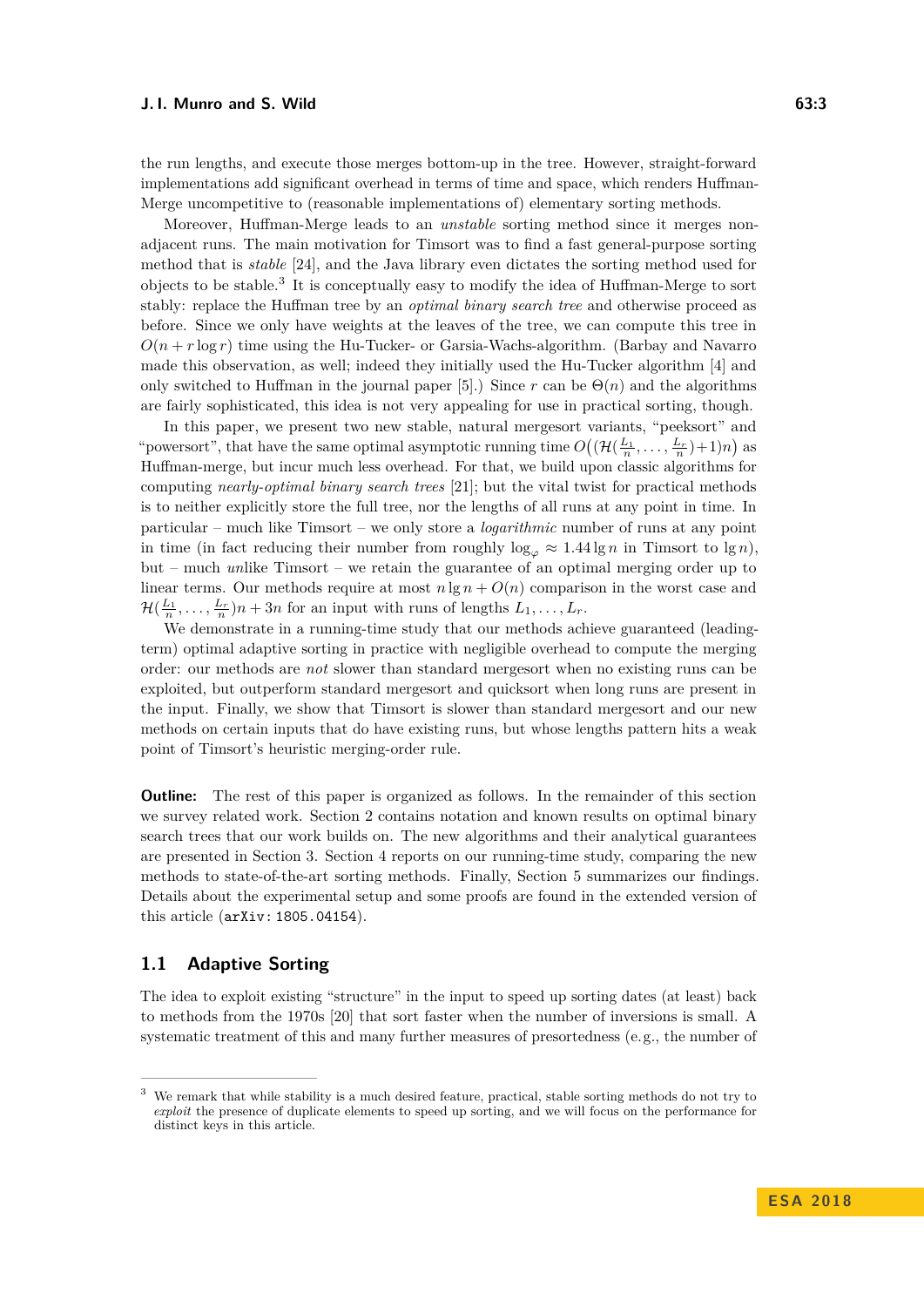the run lengths, and execute those merges bottom-up in the tree. However, straight-forward implementations add significant overhead in terms of time and space, which renders Huffman-Merge uncompetitive to (reasonable implementations of) elementary sorting methods.

Moreover, Huffman-Merge leads to an *unstable* sorting method since it merges non-adjacent runs. The main motivation for Timsort was to find a fast general-purpose sorting method that is *stable* [24], and the Java library even dictates the sorting method used for objects to be stable.[3] It is conceptually easy to modify the idea of Huffman-Merge to sort stably: replace the Huffman tree by an *optimal binary search tree* and otherwise proceed as before. Since we only have weights at the leaves of the tree, we can compute this tree in $O(n + r \log r)$ time using the Hu-Tucker- or Garsia-Wachs-algorithm. (Barbay and Navarro made this observation, as well; indeed they initially used the Hu-Tucker algorithm [4] and only switched to Huffman in the journal paper [5].) Since $r$ can be $\Theta(n)$ and the algorithms are fairly sophisticated, this idea is not very appealing for use in practical sorting, though.

In this paper, we present two new stable, natural mergesort variants, "peeksort" and "powersort", that have the same optimal asymptotic running time $O\big((\mathcal{H}(\frac{L_1}{n}, \ldots, \frac{L_r}{n})+1)n\big)$ as Huffman-merge, but incur much less overhead. For that, we build upon classic algorithms for computing *nearly-optimal binary search trees* [21]; but the vital twist for practical methods is to neither explicitly store the full tree, nor the lengths of all runs at any point in time. In particular – much like Timsort – we only store a *logarithmic* number of runs at any point in time (in fact reducing their number from roughly $\log_\varphi \approx 1.44 \lg n$ in Timsort to $\lg n$), but – much *un*like Timsort – we retain the guarantee of an optimal merging order up to linear terms. Our methods require at most $n \lg n + O(n)$ comparison in the worst case and $\mathcal{H}(\frac{L_1}{n}, \ldots, \frac{L_r}{n})n + 3n$ for an input with runs of lengths $L_1, \ldots, L_r$.

We demonstrate in a running-time study that our methods achieve guaranteed (leading-term) optimal adaptive sorting in practice with negligible overhead to compute the merging order: our methods are *not* slower than standard mergesort when no existing runs can be exploited, but outperform standard mergesort and quicksort when long runs are present in the input. Finally, we show that Timsort is slower than standard mergesort and our new methods on certain inputs that do have existing runs, but whose lengths pattern hits a weak point of Timsort's heuristic merging-order rule.

**Outline:** The rest of this paper is organized as follows. In the remainder of this section we survey related work. Section 2 contains notation and known results on optimal binary search trees that our work builds on. The new algorithms and their analytical guarantees are presented in Section 3. Section 4 reports on our running-time study, comparing the new methods to state-of-the-art sorting methods. Finally, Section 5 summarizes our findings. Details about the experimental setup and some proofs are found in the extended version of this article (`arXiv: 1805.04154`).

## 1.1 Adaptive Sorting

The idea to exploit existing "structure" in the input to speed up sorting dates (at least) back to methods from the 1970s [20] that sort faster when the number of inversions is small. A systematic treatment of this and many further measures of presortedness (e.g., the number of

---

[3] We remark that while stability is a much desired feature, practical, stable sorting methods do not try to *exploit* the presence of duplicate elements to speed up sorting, and we will focus on the performance for distinct keys in this article.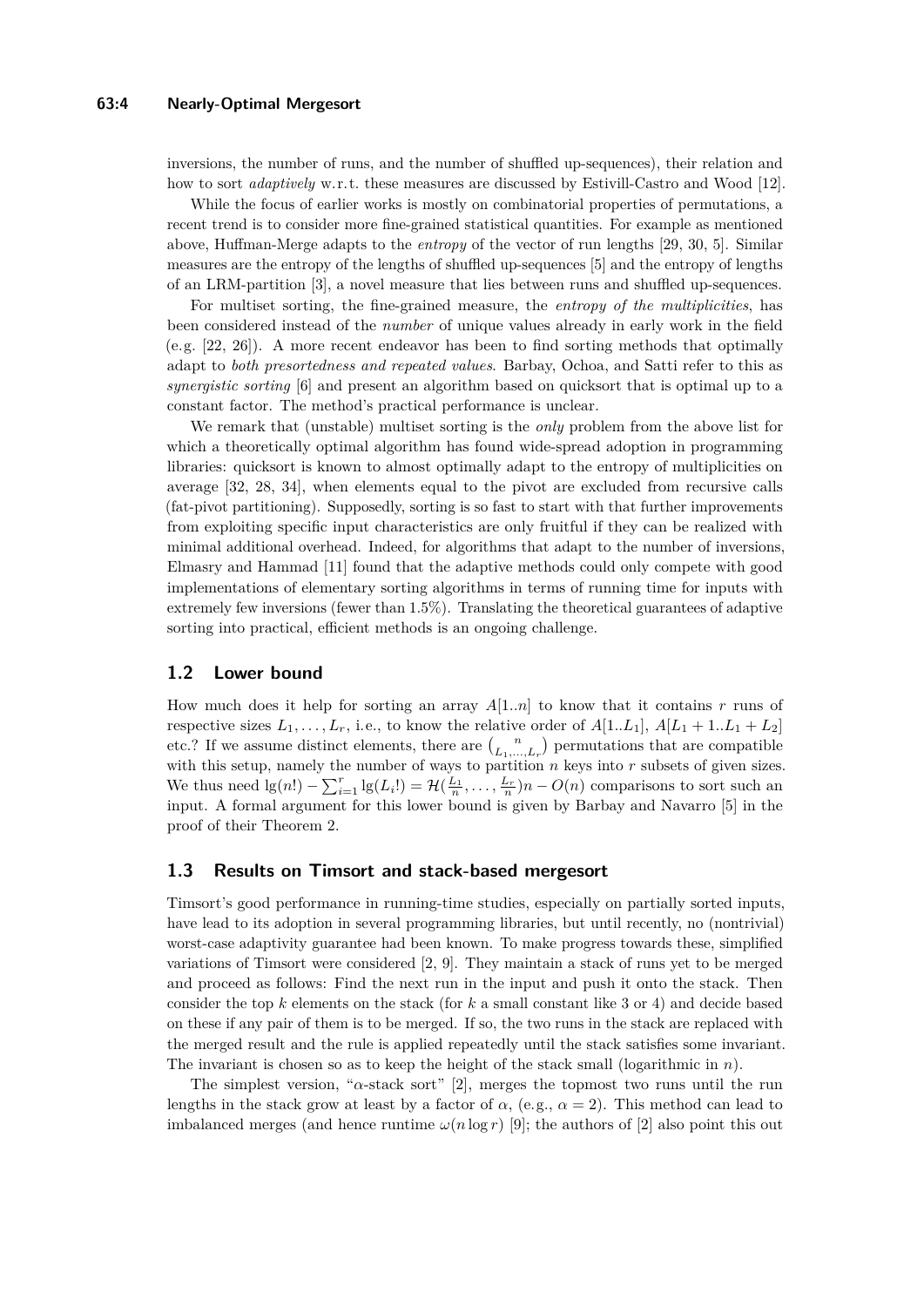inversions, the number of runs, and the number of shuffled up-sequences), their relation and how to sort *adaptively* w.r.t. these measures are discussed by Estivill-Castro and Wood [12].

While the focus of earlier works is mostly on combinatorial properties of permutations, a recent trend is to consider more fine-grained statistical quantities. For example as mentioned above, Huffman-Merge adapts to the *entropy* of the vector of run lengths [29, 30, 5]. Similar measures are the entropy of the lengths of shuffled up-sequences [5] and the entropy of lengths of an LRM-partition [3], a novel measure that lies between runs and shuffled up-sequences.

For multiset sorting, the fine-grained measure, the *entropy of the multiplicities*, has been considered instead of the *number* of unique values already in early work in the field (e.g. [22, 26]). A more recent endeavor has been to find sorting methods that optimally adapt to *both presortedness and repeated values*. Barbay, Ochoa, and Satti refer to this as *synergistic sorting* [6] and present an algorithm based on quicksort that is optimal up to a constant factor. The method's practical performance is unclear.

We remark that (unstable) multiset sorting is the *only* problem from the above list for which a theoretically optimal algorithm has found wide-spread adoption in programming libraries: quicksort is known to almost optimally adapt to the entropy of multiplicities on average [32, 28, 34], when elements equal to the pivot are excluded from recursive calls (fat-pivot partitioning). Supposedly, sorting is so fast to start with that further improvements from exploiting specific input characteristics are only fruitful if they can be realized with minimal additional overhead. Indeed, for algorithms that adapt to the number of inversions, Elmasry and Hammad [11] found that the adaptive methods could only compete with good implementations of elementary sorting algorithms in terms of running time for inputs with extremely few inversions (fewer than 1.5%). Translating the theoretical guarantees of adaptive sorting into practical, efficient methods is an ongoing challenge.

## 1.2 Lower bound

How much does it help for sorting an array $A[1..n]$ to know that it contains $r$ runs of respective sizes $L_1, \ldots, L_r$, i.e., to know the relative order of $A[1..L_1]$, $A[L_1+1..L_1+L_2]$ etc.? If we assume distinct elements, there are $\binom{n}{L_1,\ldots,L_r}$ permutations that are compatible with this setup, namely the number of ways to partition $n$ keys into $r$ subsets of given sizes. We thus need $\lg(n!) - \sum_{i=1}^{r} \lg(L_i!) = \mathcal{H}(\frac{L_1}{n}, \ldots, \frac{L_r}{n})n - O(n)$ comparisons to sort such an input. A formal argument for this lower bound is given by Barbay and Navarro [5] in the proof of their Theorem 2.

## 1.3 Results on Timsort and stack-based mergesort

Timsort's good performance in running-time studies, especially on partially sorted inputs, have lead to its adoption in several programming libraries, but until recently, no (nontrivial) worst-case adaptivity guarantee had been known. To make progress towards these, simplified variations of Timsort were considered [2, 9]. They maintain a stack of runs yet to be merged and proceed as follows: Find the next run in the input and push it onto the stack. Then consider the top $k$ elements on the stack (for $k$ a small constant like 3 or 4) and decide based on these if any pair of them is to be merged. If so, the two runs in the stack are replaced with the merged result and the rule is applied repeatedly until the stack satisfies some invariant. The invariant is chosen so as to keep the height of the stack small (logarithmic in $n$).

The simplest version, "$\alpha$-stack sort" [2], merges the topmost two runs until the run lengths in the stack grow at least by a factor of $\alpha$, (e.g., $\alpha = 2$). This method can lead to imbalanced merges (and hence runtime $\omega(n \log r)$ [9]; the authors of [2] also point this out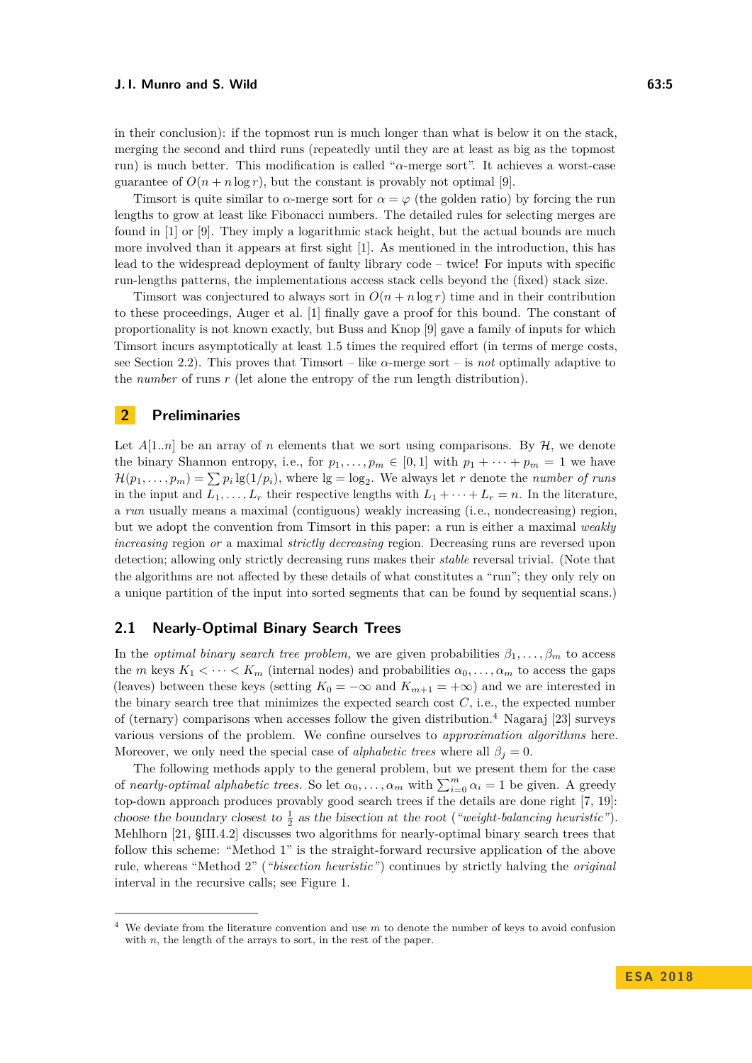in their conclusion): if the topmost run is much longer than what is below it on the stack, merging the second and third runs (repeatedly until they are at least as big as the topmost run) is much better. This modification is called "$\alpha$-merge sort". It achieves a worst-case guarantee of $O(n + n \log r)$, but the constant is provably not optimal [9].

Timsort is quite similar to $\alpha$-merge sort for $\alpha = \varphi$ (the golden ratio) by forcing the run lengths to grow at least like Fibonacci numbers. The detailed rules for selecting merges are found in [1] or [9]. They imply a logarithmic stack height, but the actual bounds are much more involved than it appears at first sight [1]. As mentioned in the introduction, this has lead to the widespread deployment of faulty library code – twice! For inputs with specific run-lengths patterns, the implementations access stack cells beyond the (fixed) stack size.

Timsort was conjectured to always sort in $O(n + n \log r)$ time and in their contribution to these proceedings, Auger et al. [1] finally gave a proof for this bound. The constant of proportionality is not known exactly, but Buss and Knop [9] gave a family of inputs for which Timsort incurs asymptotically at least 1.5 times the required effort (in terms of merge costs, see Section 2.2). This proves that Timsort – like $\alpha$-merge sort – is *not* optimally adaptive to the *number* of runs $r$ (let alone the entropy of the run length distribution).

## 2 Preliminaries

Let $A[1..n]$ be an array of $n$ elements that we sort using comparisons. By $\mathcal{H}$, we denote the binary Shannon entropy, i.e., for $p_1, \ldots, p_m \in [0, 1]$ with $p_1 + \cdots + p_m = 1$ we have $\mathcal{H}(p_1, \ldots, p_m) = \sum p_i \lg(1/p_i)$, where $\lg = \log_2$. We always let $r$ denote the *number of runs* in the input and $L_1, \ldots, L_r$ their respective lengths with $L_1 + \cdots + L_r = n$. In the literature, a *run* usually means a maximal (contiguous) weakly increasing (i.e., nondecreasing) region, but we adopt the convention from Timsort in this paper: a run is either a maximal *weakly increasing* region *or* a maximal *strictly decreasing* region. Decreasing runs are reversed upon detection; allowing only strictly decreasing runs makes their *stable* reversal trivial. (Note that the algorithms are not affected by these details of what constitutes a "run"; they only rely on a unique partition of the input into sorted segments that can be found by sequential scans.)

### 2.1 Nearly-Optimal Binary Search Trees

In the *optimal binary search tree problem*, we are given probabilities $\beta_1, \ldots, \beta_m$ to access the $m$ keys $K_1 < \cdots < K_m$ (internal nodes) and probabilities $\alpha_0, \ldots, \alpha_m$ to access the gaps (leaves) between these keys (setting $K_0 = -\infty$ and $K_{m+1} = +\infty$) and we are interested in the binary search tree that minimizes the expected search cost $C$, i.e., the expected number of (ternary) comparisons when accesses follow the given distribution.[4] Nagaraj [23] surveys various versions of the problem. We confine ourselves to *approximation algorithms* here. Moreover, we only need the special case of *alphabetic trees* where all $\beta_j = 0$.

The following methods apply to the general problem, but we present them for the case of *nearly-optimal alphabetic trees*. So let $\alpha_0, \ldots, \alpha_m$ with $\sum_{i=0}^{m} \alpha_i = 1$ be given. A greedy top-down approach produces provably good search trees if the details are done right [7, 19]: *choose the boundary closest to $\frac{1}{2}$ as the bisection at the root* (*"weight-balancing heuristic"*). Mehlhorn [21, §III.4.2] discusses two algorithms for nearly-optimal binary search trees that follow this scheme: "Method 1" is the straight-forward recursive application of the above rule, whereas "Method 2" (*"bisection heuristic"*) continues by strictly halving the *original* interval in the recursive calls; see Figure 1.

---

[4] We deviate from the literature convention and use $m$ to denote the number of keys to avoid confusion with $n$, the length of the arrays to sort, in the rest of the paper.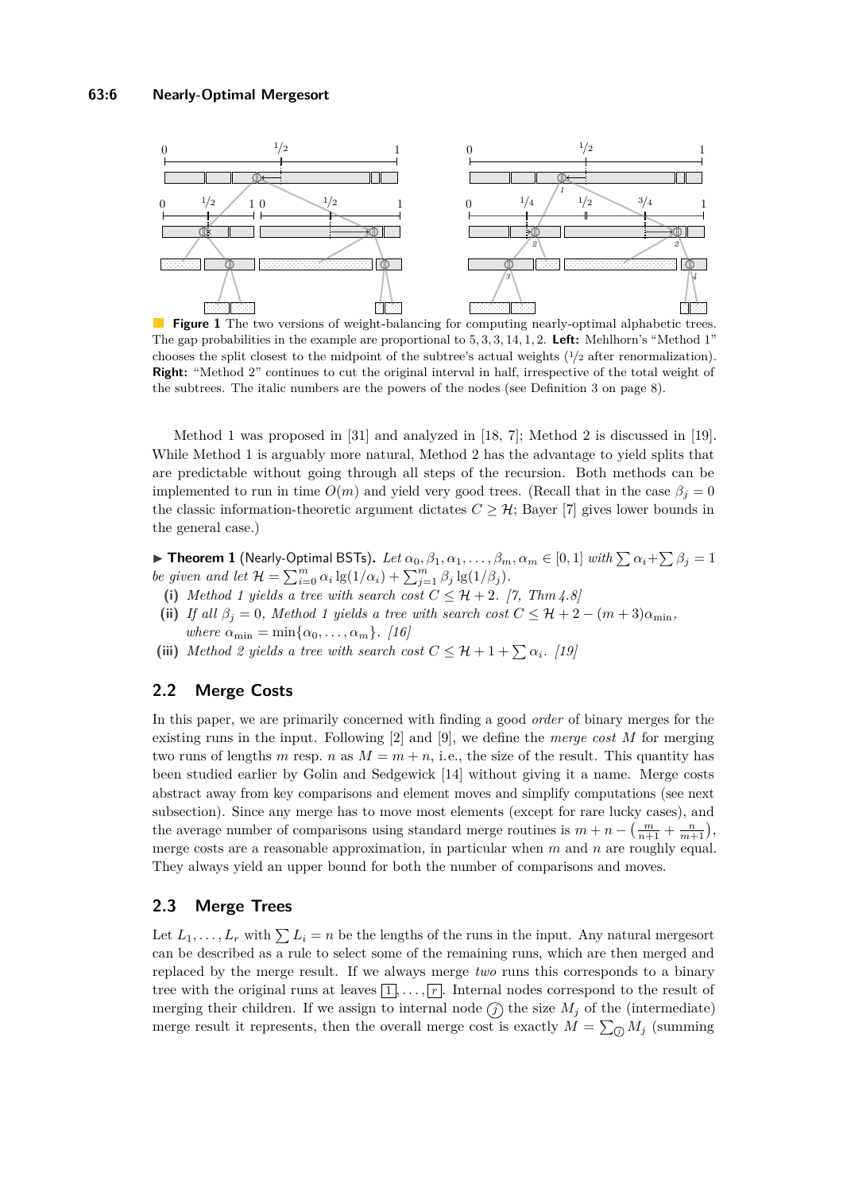**Figure 1** The two versions of weight-balancing for computing nearly-optimal alphabetic trees. The gap probabilities in the example are proportional to 5, 3, 3, 14, 1, 2. **Left:** Mehlhorn's "Method 1" chooses the split closest to the midpoint of the subtree's actual weights (1/2 after renormalization). **Right:** "Method 2" continues to cut the original interval in half, irrespective of the total weight of the subtrees. The italic numbers are the powers of the nodes (see Definition 3 on page 8).

Method 1 was proposed in [31] and analyzed in [18, 7]; Method 2 is discussed in [19]. While Method 1 is arguably more natural, Method 2 has the advantage to yield splits that are predictable without going through all steps of the recursion. Both methods can be implemented to run in time $O(m)$ and yield very good trees. (Recall that in the case $\beta_j = 0$ the classic information-theoretic argument dictates $C \ge \mathcal{H}$; Bayer [7] gives lower bounds in the general case.)

► **Theorem 1** (Nearly-Optimal BSTs)**.** *Let $\alpha_0, \beta_1, \alpha_1, \ldots, \beta_m, \alpha_m \in [0,1]$ with $\sum \alpha_i + \sum \beta_j = 1$ be given and let $\mathcal{H} = \sum_{i=0}^{m} \alpha_i \lg(1/\alpha_i) + \sum_{j=1}^{m} \beta_j \lg(1/\beta_j)$.*

- **(i)** *Method 1 yields a tree with search cost $C \le \mathcal{H} + 2$. [7, Thm 4.8]*
- **(ii)** *If all $\beta_j = 0$, Method 1 yields a tree with search cost $C \le \mathcal{H} + 2 - (m+3)\alpha_{\min}$, where $\alpha_{\min} = \min\{\alpha_0, \ldots, \alpha_m\}$. [16]*
- **(iii)** *Method 2 yields a tree with search cost $C \le \mathcal{H} + 1 + \sum \alpha_i$. [19]*

## 2.2 Merge Costs

In this paper, we are primarily concerned with finding a good *order* of binary merges for the existing runs in the input. Following [2] and [9], we define the *merge cost* $M$ for merging two runs of lengths $m$ resp. $n$ as $M = m + n$, i.e., the size of the result. This quantity has been studied earlier by Golin and Sedgewick [14] without giving it a name. Merge costs abstract away from key comparisons and element moves and simplify computations (see next subsection). Since any merge has to move most elements (except for rare lucky cases), and the average number of comparisons using standard merge routines is $m + n - \left(\frac{m}{n+1} + \frac{n}{m+1}\right)$, merge costs are a reasonable approximation, in particular when $m$ and $n$ are roughly equal. They always yield an upper bound for both the number of comparisons and moves.

## 2.3 Merge Trees

Let $L_1, \ldots, L_r$ with $\sum L_i = n$ be the lengths of the runs in the input. Any natural mergesort can be described as a rule to select some of the remaining runs, which are then merged and replaced by the merge result. If we always merge *two* runs this corresponds to a binary tree with the original runs at leaves $\boxed{1}, \ldots, \boxed{r}$. Internal nodes correspond to the result of merging their children. If we assign to internal node $(j)$ the size $M_j$ of the (intermediate) merge result it represents, then the overall merge cost is exactly $M = \sum_{(j)} M_j$ (summing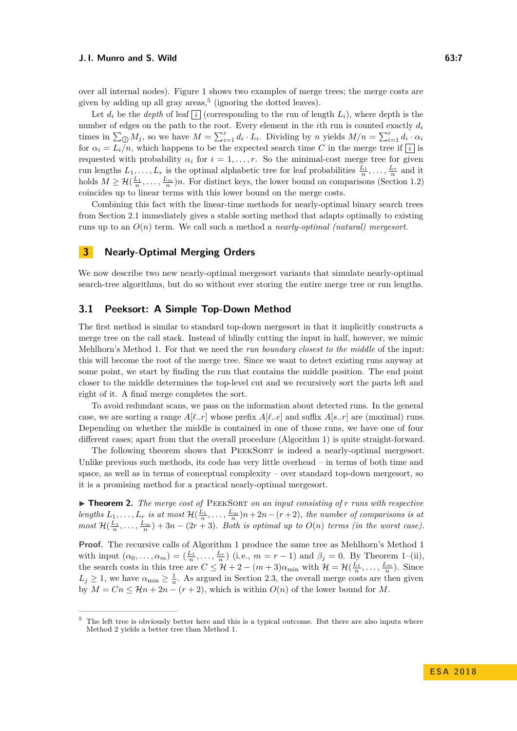over all internal nodes). Figure 1 shows two examples of merge trees; the merge costs are given by adding up all gray areas,[5] (ignoring the dotted leaves).

Let $d_i$ be the *depth* of leaf $\boxed{i}$ (corresponding to the run of length $L_i$), where depth is the number of edges on the path to the root. Every element in the $i$th run is counted exactly $d_i$ times in $\sum_{\bigcirc\!\!\!\!\!\,j} M_j$, so we have $M = \sum_{i=1}^{r} d_i \cdot L_i$. Dividing by $n$ yields $M/n = \sum_{i=1}^{r} d_i \cdot \alpha_i$ for $\alpha_i = L_i/n$, which happens to be the expected search time $C$ in the merge tree if $\boxed{i}$ is requested with probability $\alpha_i$ for $i = 1, \ldots, r$. So the minimal-cost merge tree for given run lengths $L_1, \ldots, L_r$ is the optimal alphabetic tree for leaf probabilities $\frac{L_1}{n}, \ldots, \frac{L_r}{n}$ and it holds $M \geq \mathcal{H}(\frac{L_1}{n}, \ldots, \frac{L_m}{n})n$. For distinct keys, the lower bound on comparisons (Section 1.2) coincides up to linear terms with this lower bound on the merge costs.

Combining this fact with the linear-time methods for nearly-optimal binary search trees from Section 2.1 immediately gives a stable sorting method that adapts optimally to existing runs up to an $O(n)$ term. We call such a method a *nearly-optimal (natural) mergesort*.

## 3 Nearly-Optimal Merging Orders

We now describe two new nearly-optimal mergesort variants that simulate nearly-optimal search-tree algorithms, but do so without ever storing the entire merge tree or run lengths.

### 3.1 Peeksort: A Simple Top-Down Method

The first method is similar to standard top-down mergesort in that it implicitly constructs a merge tree on the call stack. Instead of blindly cutting the input in half, however, we mimic Mehlhorn's Method 1. For that we need the *run boundary closest to the middle* of the input: this will become the root of the merge tree. Since we want to detect existing runs anyway at some point, we start by finding the run that contains the middle position. The end point closer to the middle determines the top-level cut and we recursively sort the parts left and right of it. A final merge completes the sort.

To avoid redundant scans, we pass on the information about detected runs. In the general case, we are sorting a range $A[\ell..r]$ whose prefix $A[\ell..e]$ and suffix $A[s..r]$ are (maximal) runs. Depending on whether the middle is contained in one of those runs, we have one of four different cases; apart from that the overall procedure (Algorithm 1) is quite straight-forward.

The following theorem shows that PEEKSORT is indeed a nearly-optimal mergesort. Unlike previous such methods, its code has very little overhead – in terms of both time and space, as well as in terms of conceptual complexity – over standard top-down mergesort, so it is a promising method for a practical nearly-optimal mergesort.

▶ **Theorem 2.** *The merge cost of* PEEKSORT *on an input consisting of $r$ runs with respective lengths $L_1, \ldots, L_r$ is at most $\mathcal{H}(\frac{L_1}{n}, \ldots, \frac{L_m}{n})n + 2n - (r+2)$, the number of comparisons is at most $\mathcal{H}(\frac{L_1}{n}, \ldots, \frac{L_m}{n}) + 3n - (2r+3)$. Both is optimal up to $O(n)$ terms (in the worst case).*

**Proof.** The recursive calls of Algorithm 1 produce the same tree as Mehlhorn's Method 1 with input $(\alpha_0, \ldots, \alpha_m) = (\frac{L_1}{n}, \ldots, \frac{L_r}{n})$ (i.e., $m = r - 1$) and $\beta_j = 0$. By Theorem 1–(ii), the search costs in this tree are $C \leq \mathcal{H} + 2 - (m+3)\alpha_{\min}$ with $\mathcal{H} = \mathcal{H}(\frac{L_1}{n}, \ldots, \frac{L_m}{n})$. Since $L_j \geq 1$, we have $\alpha_{\min} \geq \frac{1}{n}$. As argued in Section 2.3, the overall merge costs are then given by $M = Cn \leq \mathcal{H}n + 2n - (r+2)$, which is within $O(n)$ of the lower bound for $M$.

---

[5] The left tree is obviously better here and this is a typical outcome. But there are also inputs where Method 2 yields a better tree than Method 1.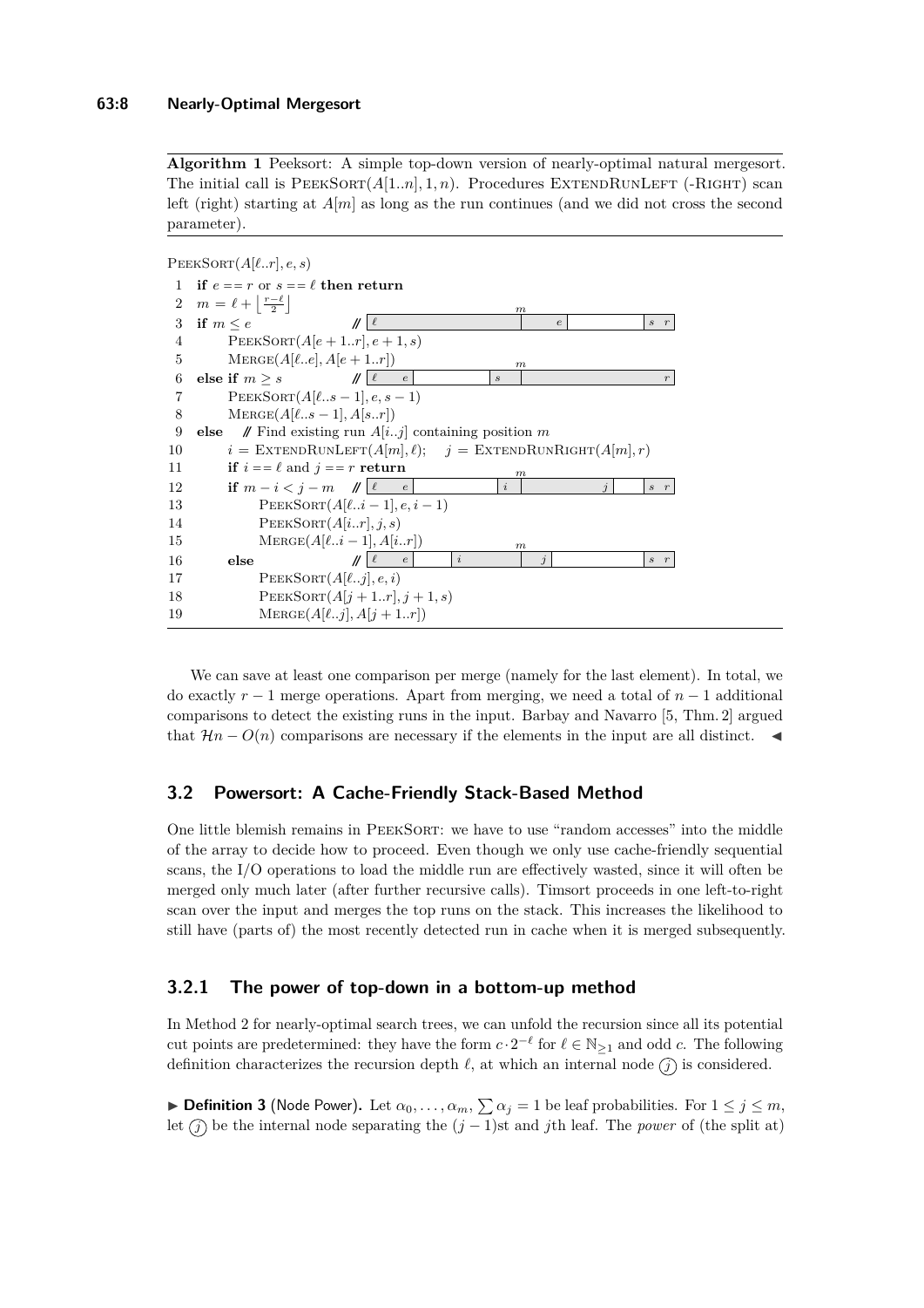**Algorithm 1** Peeksort: A simple top-down version of nearly-optimal natural mergesort. The initial call is PeekSort($A[1..n], 1, n$). Procedures ExtendRunLeft (-Right) scan left (right) starting at $A[m]$ as long as the run continues (and we did not cross the second parameter).

```
PeekSort(A[ℓ..r], e, s)
 1  if e == r or s == ℓ then return
 2  m = ℓ + ⌊(r−ℓ)/2⌋
 3  if m ≤ e                         // [ℓ ........ m  e ........ s r]
 4      PeekSort(A[e+1..r], e+1, s)
 5      Merge(A[ℓ..e], A[e+1..r])
 6  else if m ≥ s                    // [ℓ  e ........ s  m ........ r]
 7      PeekSort(A[ℓ..s−1], e, s−1)
 8      Merge(A[ℓ..s−1], A[s..r])
 9  else    // Find existing run A[i..j] containing position m
10      i = ExtendRunLeft(A[m], ℓ);    j = ExtendRunRight(A[m], r)
11      if i == ℓ and j == r return
12      if m − i < j − m    // [ℓ  e ..... i  m ........ j ..... s r]
13          PeekSort(A[ℓ..i−1], e, i−1)
14          PeekSort(A[i..r], j, s)
15          Merge(A[ℓ..i−1], A[i..r])
16      else                // [ℓ  e ..... i ........ m  j ..... s r]
17          PeekSort(A[ℓ..j], e, i)
18          PeekSort(A[j+1..r], j+1, s)
19          Merge(A[ℓ..j], A[j+1..r])
```

We can save at least one comparison per merge (namely for the last element). In total, we do exactly $r-1$ merge operations. Apart from merging, we need a total of $n-1$ additional comparisons to detect the existing runs in the input. Barbay and Navarro [5, Thm. 2] argued that $\mathcal{H}n - O(n)$ comparisons are necessary if the elements in the input are all distinct. ◀

## 3.2 Powersort: A Cache-Friendly Stack-Based Method

One little blemish remains in PeekSort: we have to use "random accesses" into the middle of the array to decide how to proceed. Even though we only use cache-friendly sequential scans, the I/O operations to load the middle run are effectively wasted, since it will often be merged only much later (after further recursive calls). Timsort proceeds in one left-to-right scan over the input and merges the top runs on the stack. This increases the likelihood to still have (parts of) the most recently detected run in cache when it is merged subsequently.

### 3.2.1 The power of top-down in a bottom-up method

In Method 2 for nearly-optimal search trees, we can unfold the recursion since all its potential cut points are predetermined: they have the form $c \cdot 2^{-\ell}$ for $\ell \in \mathbb{N}_{\geq 1}$ and odd $c$. The following definition characterizes the recursion depth $\ell$, at which an internal node $(j)$ is considered.

▶ **Definition 3** (Node Power). Let $\alpha_0, \ldots, \alpha_m$, $\sum \alpha_j = 1$ be leaf probabilities. For $1 \leq j \leq m$, let $(j)$ be the internal node separating the $(j-1)$st and $j$th leaf. The *power* of (the split at)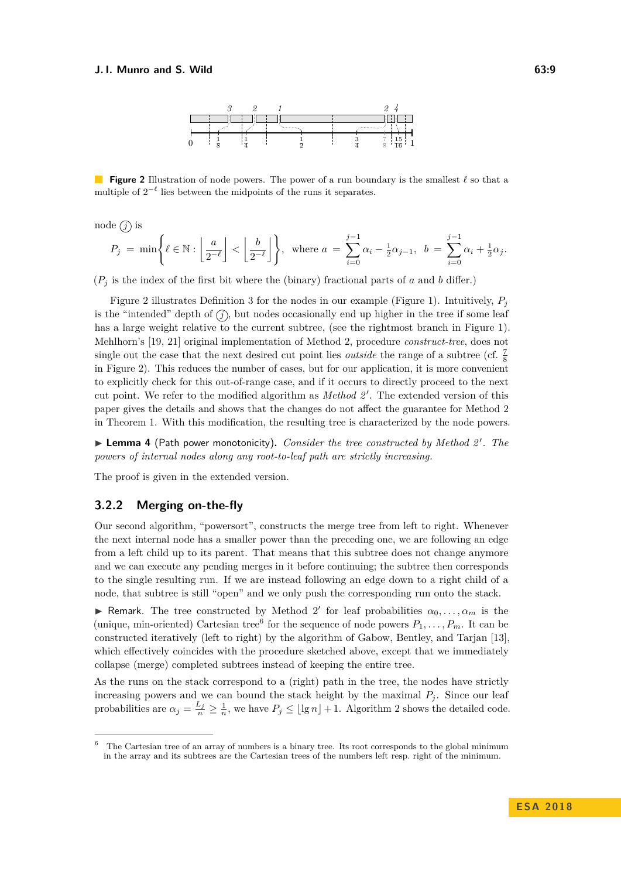**Figure 2** Illustration of node powers. The power of a run boundary is the smallest $\ell$ so that a multiple of $2^{-\ell}$ lies between the midpoints of the runs it separates.

node $(j)$ is

$$P_j \;=\; \min\left\{\ell \in \mathbb{N} : \left\lfloor \frac{a}{2^{-\ell}} \right\rfloor < \left\lfloor \frac{b}{2^{-\ell}} \right\rfloor\right\}, \quad \text{where } a \;=\; \sum_{i=0}^{j-1} \alpha_i - \tfrac{1}{2}\alpha_{j-1}, \;\; b \;=\; \sum_{i=0}^{j-1} \alpha_i + \tfrac{1}{2}\alpha_j.$$

($P_j$ is the index of the first bit where the (binary) fractional parts of $a$ and $b$ differ.)

Figure 2 illustrates Definition 3 for the nodes in our example (Figure 1). Intuitively, $P_j$ is the "intended" depth of $(j)$, but nodes occasionally end up higher in the tree if some leaf has a large weight relative to the current subtree, (see the rightmost branch in Figure 1). Mehlhorn's [19, 21] original implementation of Method 2, procedure *construct-tree*, does not single out the case that the next desired cut point lies *outside* the range of a subtree (cf. $\frac{7}{8}$ in Figure 2). This reduces the number of cases, but for our application, it is more convenient to explicitly check for this out-of-range case, and if it occurs to directly proceed to the next cut point. We refer to the modified algorithm as *Method 2′*. The extended version of this paper gives the details and shows that the changes do not affect the guarantee for Method 2 in Theorem 1. With this modification, the resulting tree is characterized by the node powers.

▶ **Lemma 4** (Path power monotonicity). *Consider the tree constructed by Method 2′. The powers of internal nodes along any root-to-leaf path are strictly increasing.*

The proof is given in the extended version.

### 3.2.2 Merging on-the-fly

Our second algorithm, "powersort", constructs the merge tree from left to right. Whenever the next internal node has a smaller power than the preceding one, we are following an edge from a left child up to its parent. That means that this subtree does not change anymore and we can execute any pending merges in it before continuing; the subtree then corresponds to the single resulting run. If we are instead following an edge down to a right child of a node, that subtree is still "open" and we only push the corresponding run onto the stack.

▶ Remark. The tree constructed by Method 2′ for leaf probabilities $\alpha_0, \ldots, \alpha_m$ is the (unique, min-oriented) Cartesian tree[6] for the sequence of node powers $P_1, \ldots, P_m$. It can be constructed iteratively (left to right) by the algorithm of Gabow, Bentley, and Tarjan [13], which effectively coincides with the procedure sketched above, except that we immediately collapse (merge) completed subtrees instead of keeping the entire tree.

As the runs on the stack correspond to a (right) path in the tree, the nodes have strictly increasing powers and we can bound the stack height by the maximal $P_j$. Since our leaf probabilities are $\alpha_j = \frac{L_j}{n} \ge \frac{1}{n}$, we have $P_j \le \lfloor \lg n \rfloor + 1$. Algorithm 2 shows the detailed code.

[6] The Cartesian tree of an array of numbers is a binary tree. Its root corresponds to the global minimum in the array and its subtrees are the Cartesian trees of the numbers left resp. right of the minimum.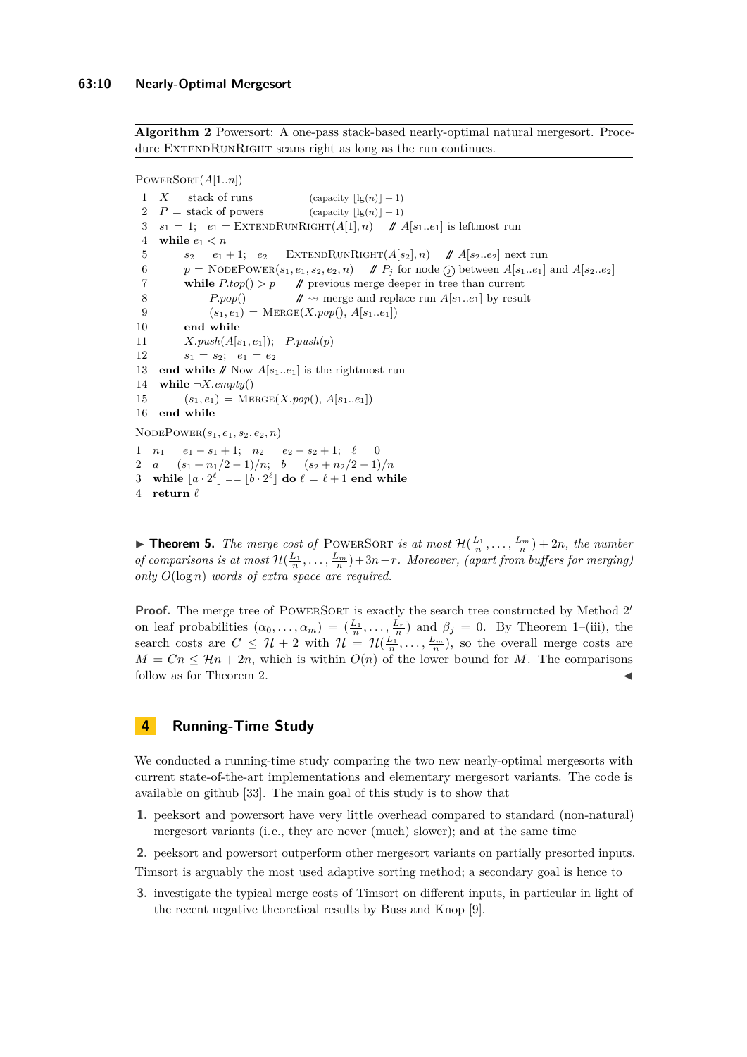**Algorithm 2** Powersort: A one-pass stack-based nearly-optimal natural mergesort. Procedure ExtendRunRight scans right as long as the run continues.

```
PowerSort(A[1..n])
 1  X = stack of runs            (capacity ⌊lg(n)⌋ + 1)
 2  P = stack of powers          (capacity ⌊lg(n)⌋ + 1)
 3  s1 = 1;  e1 = ExtendRunRight(A[1], n)    // A[s1..e1] is leftmost run
 4  while e1 < n
 5      s2 = e1 + 1;  e2 = ExtendRunRight(A[s2], n)    // A[s2..e2] next run
 6      p = NodePower(s1, e1, s2, e2, n)    // Pj for node (j) between A[s1..e1] and A[s2..e2]
 7      while P.top() > p    // previous merge deeper in tree than current
 8          P.pop()          // ⇝ merge and replace run A[s1..e1] by result
 9          (s1, e1) = Merge(X.pop(), A[s1..e1])
10      end while
11      X.push(A[s1, e1]);  P.push(p)
12      s1 = s2;  e1 = e2
13  end while // Now A[s1..e1] is the rightmost run
14  while ¬X.empty()
15      (s1, e1) = Merge(X.pop(), A[s1..e1])
16  end while

NodePower(s1, e1, s2, e2, n)
 1  n1 = e1 − s1 + 1;  n2 = e2 − s2 + 1;  ℓ = 0
 2  a = (s1 + n1/2 − 1)/n;  b = (s2 + n2/2 − 1)/n
 3  while ⌊a · 2^ℓ⌋ == ⌊b · 2^ℓ⌋ do ℓ = ℓ + 1 end while
 4  return ℓ
```

▶ **Theorem 5.** *The merge cost of* PowerSort *is at most* $\mathcal{H}(\frac{L_1}{n}, \ldots, \frac{L_m}{n}) + 2n$*, the number of comparisons is at most* $\mathcal{H}(\frac{L_1}{n}, \ldots, \frac{L_m}{n}) + 3n - r$*. Moreover, (apart from buffers for merging) only* $O(\log n)$ *words of extra space are required.*

**Proof.** The merge tree of PowerSort is exactly the search tree constructed by Method 2′ on leaf probabilities $(\alpha_0, \ldots, \alpha_m) = (\frac{L_1}{n}, \ldots, \frac{L_r}{n})$ and $\beta_j = 0$. By Theorem 1–(iii), the search costs are $C \leq \mathcal{H} + 2$ with $\mathcal{H} = \mathcal{H}(\frac{L_1}{n}, \ldots, \frac{L_m}{n})$, so the overall merge costs are $M = Cn \leq \mathcal{H}n + 2n$, which is within $O(n)$ of the lower bound for $M$. The comparisons follow as for Theorem 2. ◀

## 4 Running-Time Study

We conducted a running-time study comparing the two new nearly-optimal mergesorts with current state-of-the-art implementations and elementary mergesort variants. The code is available on github [33]. The main goal of this study is to show that

1. peeksort and powersort have very little overhead compared to standard (non-natural) mergesort variants (i.e., they are never (much) slower); and at the same time
2. peeksort and powersort outperform other mergesort variants on partially presorted inputs.

Timsort is arguably the most used adaptive sorting method; a secondary goal is hence to

3. investigate the typical merge costs of Timsort on different inputs, in particular in light of the recent negative theoretical results by Buss and Knop [9].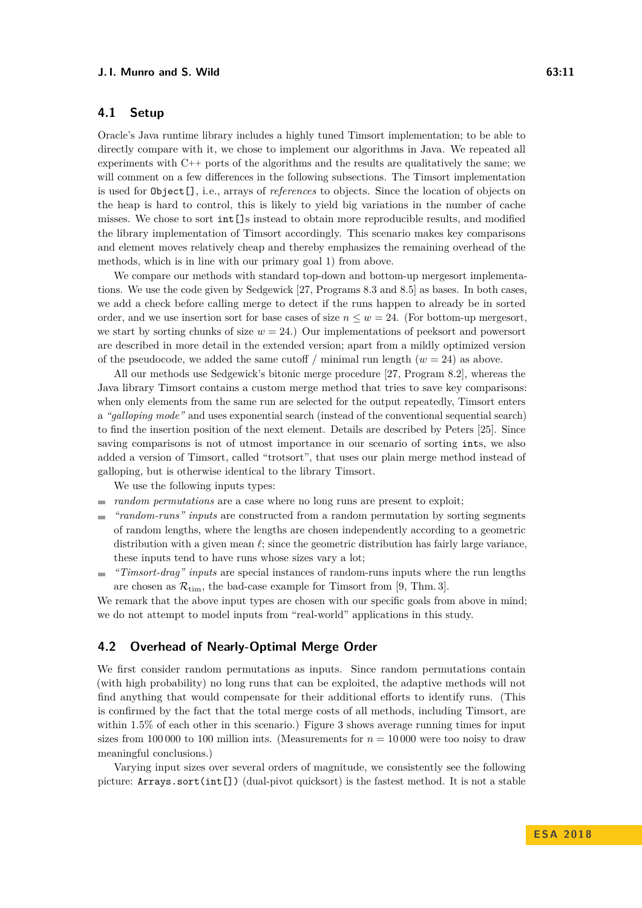## 4.1 Setup

Oracle's Java runtime library includes a highly tuned Timsort implementation; to be able to directly compare with it, we chose to implement our algorithms in Java. We repeated all experiments with C++ ports of the algorithms and the results are qualitatively the same; we will comment on a few differences in the following subsections. The Timsort implementation is used for `Object[]`, i.e., arrays of *references* to objects. Since the location of objects on the heap is hard to control, this is likely to yield big variations in the number of cache misses. We chose to sort `int[]`s instead to obtain more reproducible results, and modified the library implementation of Timsort accordingly. This scenario makes key comparisons and element moves relatively cheap and thereby emphasizes the remaining overhead of the methods, which is in line with our primary goal 1) from above.

We compare our methods with standard top-down and bottom-up mergesort implementations. We use the code given by Sedgewick [27, Programs 8.3 and 8.5] as bases. In both cases, we add a check before calling merge to detect if the runs happen to already be in sorted order, and we use insertion sort for base cases of size $n \le w = 24$. (For bottom-up mergesort, we start by sorting chunks of size $w = 24$.) Our implementations of peeksort and powersort are described in more detail in the extended version; apart from a mildly optimized version of the pseudocode, we added the same cutoff / minimal run length ($w = 24$) as above.

All our methods use Sedgewick's bitonic merge procedure [27, Program 8.2], whereas the Java library Timsort contains a custom merge method that tries to save key comparisons: when only elements from the same run are selected for the output repeatedly, Timsort enters a *"galloping mode"* and uses exponential search (instead of the conventional sequential search) to find the insertion position of the next element. Details are described by Peters [25]. Since saving comparisons is not of utmost importance in our scenario of sorting `int`s, we also added a version of Timsort, called "trotsort", that uses our plain merge method instead of galloping, but is otherwise identical to the library Timsort.

We use the following inputs types:

- *random permutations* are a case where no long runs are present to exploit;
- *"random-runs" inputs* are constructed from a random permutation by sorting segments of random lengths, where the lengths are chosen independently according to a geometric distribution with a given mean $\ell$; since the geometric distribution has fairly large variance, these inputs tend to have runs whose sizes vary a lot;
- *"Timsort-drag" inputs* are special instances of random-runs inputs where the run lengths are chosen as $\mathcal{R}_{\text{tim}}$, the bad-case example for Timsort from [9, Thm. 3].

We remark that the above input types are chosen with our specific goals from above in mind; we do not attempt to model inputs from "real-world" applications in this study.

## 4.2 Overhead of Nearly-Optimal Merge Order

We first consider random permutations as inputs. Since random permutations contain (with high probability) no long runs that can be exploited, the adaptive methods will not find anything that would compensate for their additional efforts to identify runs. (This is confirmed by the fact that the total merge costs of all methods, including Timsort, are within 1.5% of each other in this scenario.) Figure 3 shows average running times for input sizes from 100 000 to 100 million ints. (Measurements for $n = 10\,000$ were too noisy to draw meaningful conclusions.)

Varying input sizes over several orders of magnitude, we consistently see the following picture: `Arrays.sort(int[])` (dual-pivot quicksort) is the fastest method. It is not a stable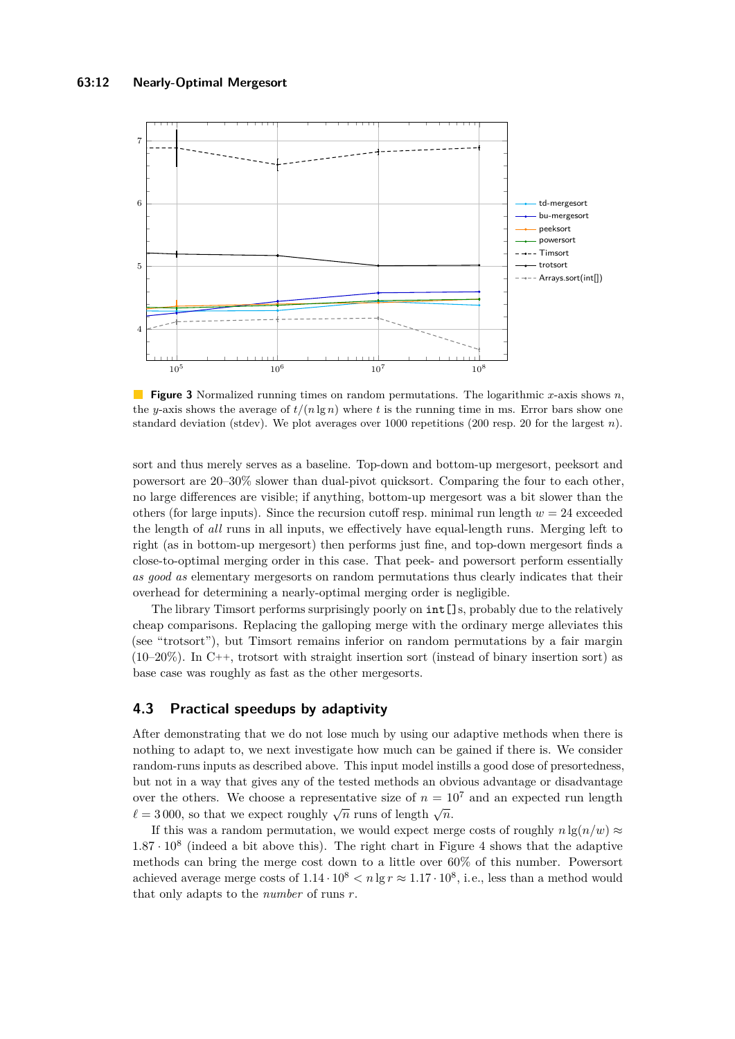**Figure 3** Normalized running times on random permutations. The logarithmic $x$-axis shows $n$, the $y$-axis shows the average of $t/(n \lg n)$ where $t$ is the running time in ms. Error bars show one standard deviation (stdev). We plot averages over 1000 repetitions (200 resp. 20 for the largest $n$).

sort and thus merely serves as a baseline. Top-down and bottom-up mergesort, peeksort and powersort are 20–30% slower than dual-pivot quicksort. Comparing the four to each other, no large differences are visible; if anything, bottom-up mergesort was a bit slower than the others (for large inputs). Since the recursion cutoff resp. minimal run length $w = 24$ exceeded the length of *all* runs in all inputs, we effectively have equal-length runs. Merging left to right (as in bottom-up mergesort) then performs just fine, and top-down mergesort finds a close-to-optimal merging order in this case. That peek- and powersort perform essentially *as good as* elementary mergesorts on random permutations thus clearly indicates that their overhead for determining a nearly-optimal merging order is negligible.

The library Timsort performs surprisingly poorly on `int[]`s, probably due to the relatively cheap comparisons. Replacing the galloping merge with the ordinary merge alleviates this (see "trotsort"), but Timsort remains inferior on random permutations by a fair margin (10–20%). In C++, trotsort with straight insertion sort (instead of binary insertion sort) as base case was roughly as fast as the other mergesorts.

## 4.3 Practical speedups by adaptivity

After demonstrating that we do not lose much by using our adaptive methods when there is nothing to adapt to, we next investigate how much can be gained if there is. We consider random-runs inputs as described above. This input model instills a good dose of presortedness, but not in a way that gives any of the tested methods an obvious advantage or disadvantage over the others. We choose a representative size of $n = 10^7$ and an expected run length $\ell = 3\,000$, so that we expect roughly $\sqrt{n}$ runs of length $\sqrt{n}$.

If this was a random permutation, we would expect merge costs of roughly $n \lg(n/w) \approx 1.87 \cdot 10^8$ (indeed a bit above this). The right chart in Figure 4 shows that the adaptive methods can bring the merge cost down to a little over 60% of this number. Powersort achieved average merge costs of $1.14 \cdot 10^8 < n \lg r \approx 1.17 \cdot 10^8$, i.e., less than a method would that only adapts to the *number* of runs $r$.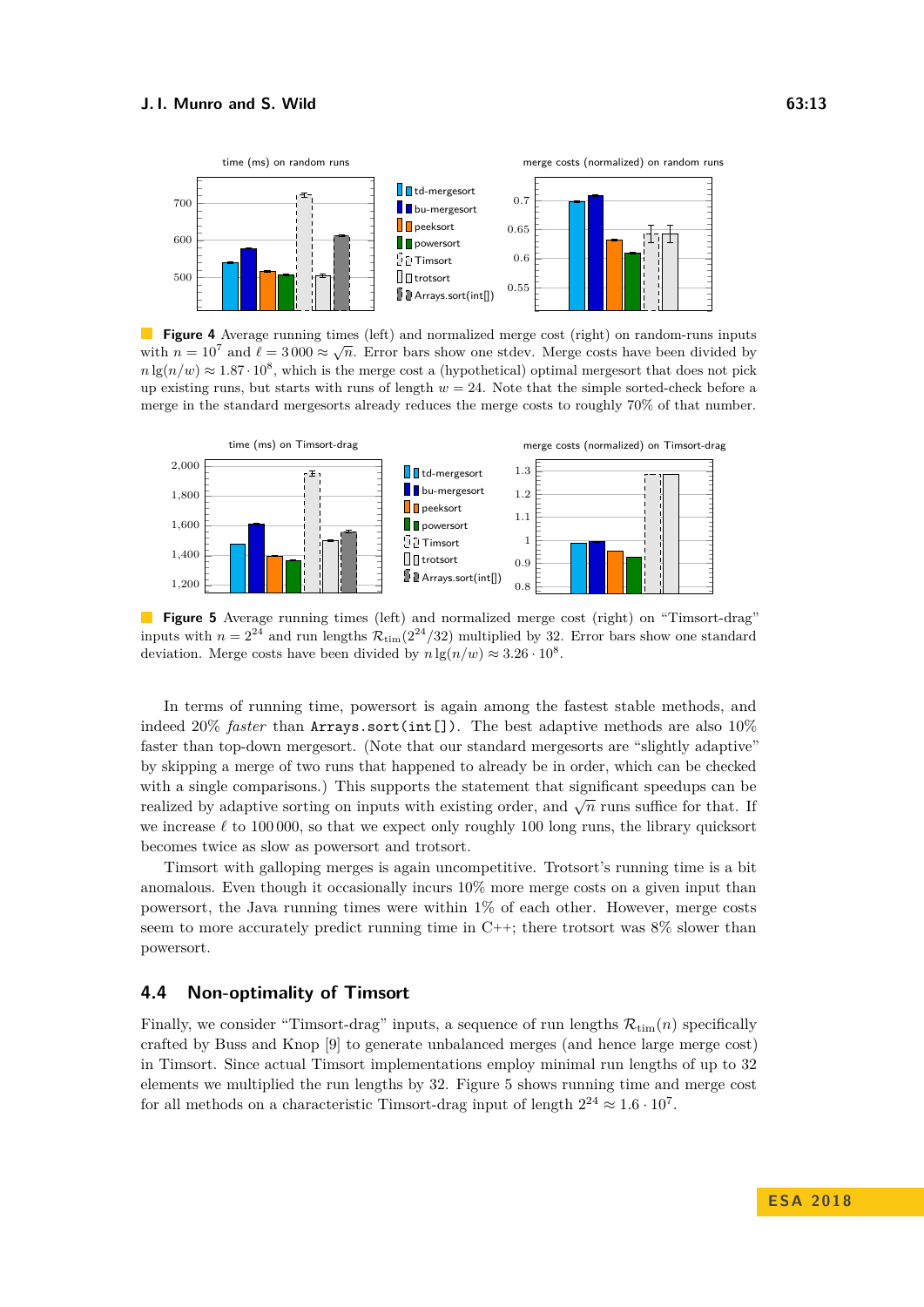**Figure 4** Average running times (left) and normalized merge cost (right) on random-runs inputs with $n = 10^7$ and $\ell = 3\,000 \approx \sqrt{n}$. Error bars show one stdev. Merge costs have been divided by $n \lg(n/w) \approx 1.87 \cdot 10^8$, which is the merge cost a (hypothetical) optimal mergesort that does not pick up existing runs, but starts with runs of length $w = 24$. Note that the simple sorted-check before a merge in the standard mergesorts already reduces the merge costs to roughly 70% of that number.

**Figure 5** Average running times (left) and normalized merge cost (right) on "Timsort-drag" inputs with $n = 2^{24}$ and run lengths $\mathcal{R}_{\text{tim}}(2^{24}/32)$ multiplied by 32. Error bars show one standard deviation. Merge costs have been divided by $n \lg(n/w) \approx 3.26 \cdot 10^8$.

In terms of running time, powersort is again among the fastest stable methods, and indeed 20% *faster* than `Arrays.sort(int[])`. The best adaptive methods are also 10% faster than top-down mergesort. (Note that our standard mergesorts are "slightly adaptive" by skipping a merge of two runs that happened to already be in order, which can be checked with a single comparisons.) This supports the statement that significant speedups can be realized by adaptive sorting on inputs with existing order, and $\sqrt{n}$ runs suffice for that. If we increase $\ell$ to $100\,000$, so that we expect only roughly 100 long runs, the library quicksort becomes twice as slow as powersort and trotsort.

Timsort with galloping merges is again uncompetitive. Trotsort's running time is a bit anomalous. Even though it occasionally incurs 10% more merge costs on a given input than powersort, the Java running times were within 1% of each other. However, merge costs seem to more accurately predict running time in C++; there trotsort was 8% slower than powersort.

## 4.4 Non-optimality of Timsort

Finally, we consider "Timsort-drag" inputs, a sequence of run lengths $\mathcal{R}_{\text{tim}}(n)$ specifically crafted by Buss and Knop [9] to generate unbalanced merges (and hence large merge cost) in Timsort. Since actual Timsort implementations employ minimal run lengths of up to 32 elements we multiplied the run lengths by 32. Figure 5 shows running time and merge cost for all methods on a characteristic Timsort-drag input of length $2^{24} \approx 1.6 \cdot 10^7$.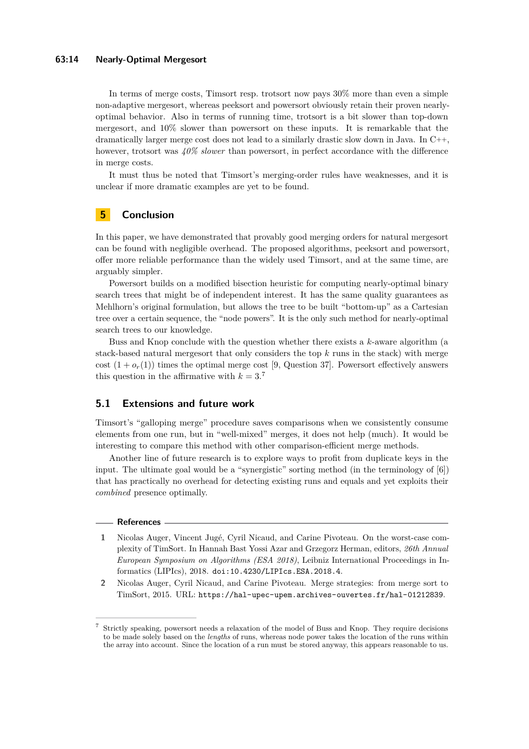In terms of merge costs, Timsort resp. trotsort now pays 30% more than even a simple non-adaptive mergesort, whereas peeksort and powersort obviously retain their proven nearly-optimal behavior. Also in terms of running time, trotsort is a bit slower than top-down mergesort, and 10% slower than powersort on these inputs. It is remarkable that the dramatically larger merge cost does not lead to a similarly drastic slow down in Java. In C++, however, trotsort was *40% slower* than powersort, in perfect accordance with the difference in merge costs.

It must thus be noted that Timsort's merging-order rules have weaknesses, and it is unclear if more dramatic examples are yet to be found.

## 5 Conclusion

In this paper, we have demonstrated that provably good merging orders for natural mergesort can be found with negligible overhead. The proposed algorithms, peeksort and powersort, offer more reliable performance than the widely used Timsort, and at the same time, are arguably simpler.

Powersort builds on a modified bisection heuristic for computing nearly-optimal binary search trees that might be of independent interest. It has the same quality guarantees as Mehlhorn's original formulation, but allows the tree to be built "bottom-up" as a Cartesian tree over a certain sequence, the "node powers". It is the only such method for nearly-optimal search trees to our knowledge.

Buss and Knop conclude with the question whether there exists a $k$-aware algorithm (a stack-based natural mergesort that only considers the top $k$ runs in the stack) with merge cost $(1 + o_r(1))$ times the optimal merge cost [9, Question 37]. Powersort effectively answers this question in the affirmative with $k = 3$.[7]

### 5.1 Extensions and future work

Timsort's "galloping merge" procedure saves comparisons when we consistently consume elements from one run, but in "well-mixed" merges, it does not help (much). It would be interesting to compare this method with other comparison-efficient merge methods.

Another line of future research is to explore ways to profit from duplicate keys in the input. The ultimate goal would be a "synergistic" sorting method (in the terminology of [6]) that has practically no overhead for detecting existing runs and equals and yet exploits their *combined* presence optimally.

## References

1. Nicolas Auger, Vincent Jugé, Cyril Nicaud, and Carine Pivoteau. On the worst-case complexity of TimSort. In Hannah Bast Yossi Azar and Grzegorz Herman, editors, *26th Annual European Symposium on Algorithms (ESA 2018)*, Leibniz International Proceedings in Informatics (LIPIcs), 2018. doi:10.4230/LIPIcs.ESA.2018.4.
2. Nicolas Auger, Cyril Nicaud, and Carine Pivoteau. Merge strategies: from merge sort to TimSort, 2015. URL: https://hal-upec-upem.archives-ouvertes.fr/hal-01212839.

---

[7] Strictly speaking, powersort needs a relaxation of the model of Buss and Knop. They require decisions to be made solely based on the *lengths* of runs, whereas node power takes the location of the runs within the array into account. Since the location of a run must be stored anyway, this appears reasonable to us.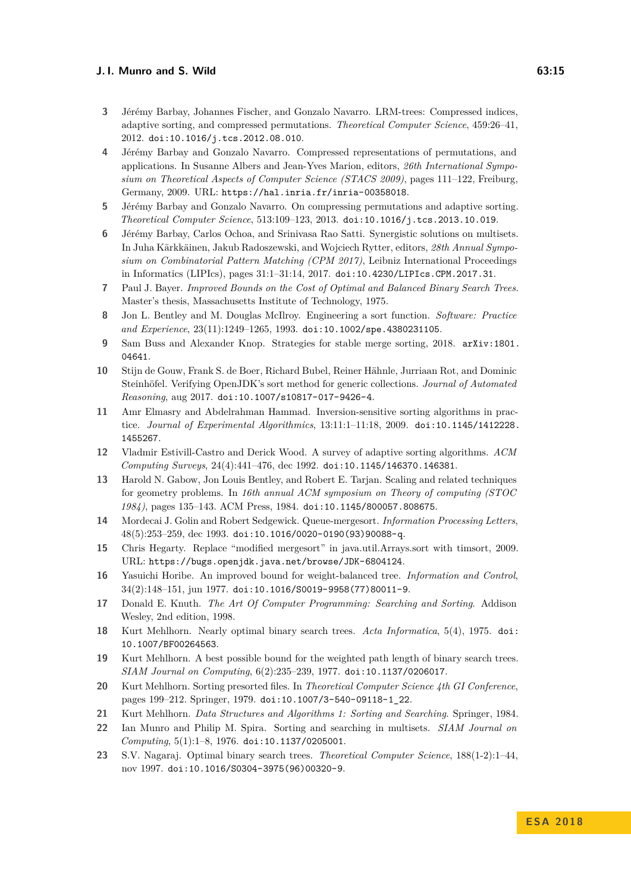3. Jérémy Barbay, Johannes Fischer, and Gonzalo Navarro. LRM-trees: Compressed indices, adaptive sorting, and compressed permutations. *Theoretical Computer Science*, 459:26–41, 2012. doi:10.1016/j.tcs.2012.08.010.
4. Jérémy Barbay and Gonzalo Navarro. Compressed representations of permutations, and applications. In Susanne Albers and Jean-Yves Marion, editors, *26th International Symposium on Theoretical Aspects of Computer Science (STACS 2009)*, pages 111–122, Freiburg, Germany, 2009. URL: https://hal.inria.fr/inria-00358018.
5. Jérémy Barbay and Gonzalo Navarro. On compressing permutations and adaptive sorting. *Theoretical Computer Science*, 513:109–123, 2013. doi:10.1016/j.tcs.2013.10.019.
6. Jérémy Barbay, Carlos Ochoa, and Srinivasa Rao Satti. Synergistic solutions on multisets. In Juha Kärkkäinen, Jakub Radoszewski, and Wojciech Rytter, editors, *28th Annual Symposium on Combinatorial Pattern Matching (CPM 2017)*, Leibniz International Proceedings in Informatics (LIPIcs), pages 31:1–31:14, 2017. doi:10.4230/LIPIcs.CPM.2017.31.
7. Paul J. Bayer. *Improved Bounds on the Cost of Optimal and Balanced Binary Search Trees*. Master's thesis, Massachusetts Institute of Technology, 1975.
8. Jon L. Bentley and M. Douglas McIlroy. Engineering a sort function. *Software: Practice and Experience*, 23(11):1249–1265, 1993. doi:10.1002/spe.4380231105.
9. Sam Buss and Alexander Knop. Strategies for stable merge sorting, 2018. arXiv:1801.04641.
10. Stijn de Gouw, Frank S. de Boer, Richard Bubel, Reiner Hähnle, Jurriaan Rot, and Dominic Steinhöfel. Verifying OpenJDK's sort method for generic collections. *Journal of Automated Reasoning*, aug 2017. doi:10.1007/s10817-017-9426-4.
11. Amr Elmasry and Abdelrahman Hammad. Inversion-sensitive sorting algorithms in practice. *Journal of Experimental Algorithmics*, 13:11:1–11:18, 2009. doi:10.1145/1412228.1455267.
12. Vladmir Estivill-Castro and Derick Wood. A survey of adaptive sorting algorithms. *ACM Computing Surveys*, 24(4):441–476, dec 1992. doi:10.1145/146370.146381.
13. Harold N. Gabow, Jon Louis Bentley, and Robert E. Tarjan. Scaling and related techniques for geometry problems. In *16th annual ACM symposium on Theory of computing (STOC 1984)*, pages 135–143. ACM Press, 1984. doi:10.1145/800057.808675.
14. Mordecai J. Golin and Robert Sedgewick. Queue-mergesort. *Information Processing Letters*, 48(5):253–259, dec 1993. doi:10.1016/0020-0190(93)90088-q.
15. Chris Hegarty. Replace "modified mergesort" in java.util.Arrays.sort with timsort, 2009. URL: https://bugs.openjdk.java.net/browse/JDK-6804124.
16. Yasuichi Horibe. An improved bound for weight-balanced tree. *Information and Control*, 34(2):148–151, jun 1977. doi:10.1016/S0019-9958(77)80011-9.
17. Donald E. Knuth. *The Art Of Computer Programming: Searching and Sorting*. Addison Wesley, 2nd edition, 1998.
18. Kurt Mehlhorn. Nearly optimal binary search trees. *Acta Informatica*, 5(4), 1975. doi:10.1007/BF00264563.
19. Kurt Mehlhorn. A best possible bound for the weighted path length of binary search trees. *SIAM Journal on Computing*, 6(2):235–239, 1977. doi:10.1137/0206017.
20. Kurt Mehlhorn. Sorting presorted files. In *Theoretical Computer Science 4th GI Conference*, pages 199–212. Springer, 1979. doi:10.1007/3-540-09118-1_22.
21. Kurt Mehlhorn. *Data Structures and Algorithms 1: Sorting and Searching*. Springer, 1984.
22. Ian Munro and Philip M. Spira. Sorting and searching in multisets. *SIAM Journal on Computing*, 5(1):1–8, 1976. doi:10.1137/0205001.
23. S.V. Nagaraj. Optimal binary search trees. *Theoretical Computer Science*, 188(1-2):1–44, nov 1997. doi:10.1016/S0304-3975(96)00320-9.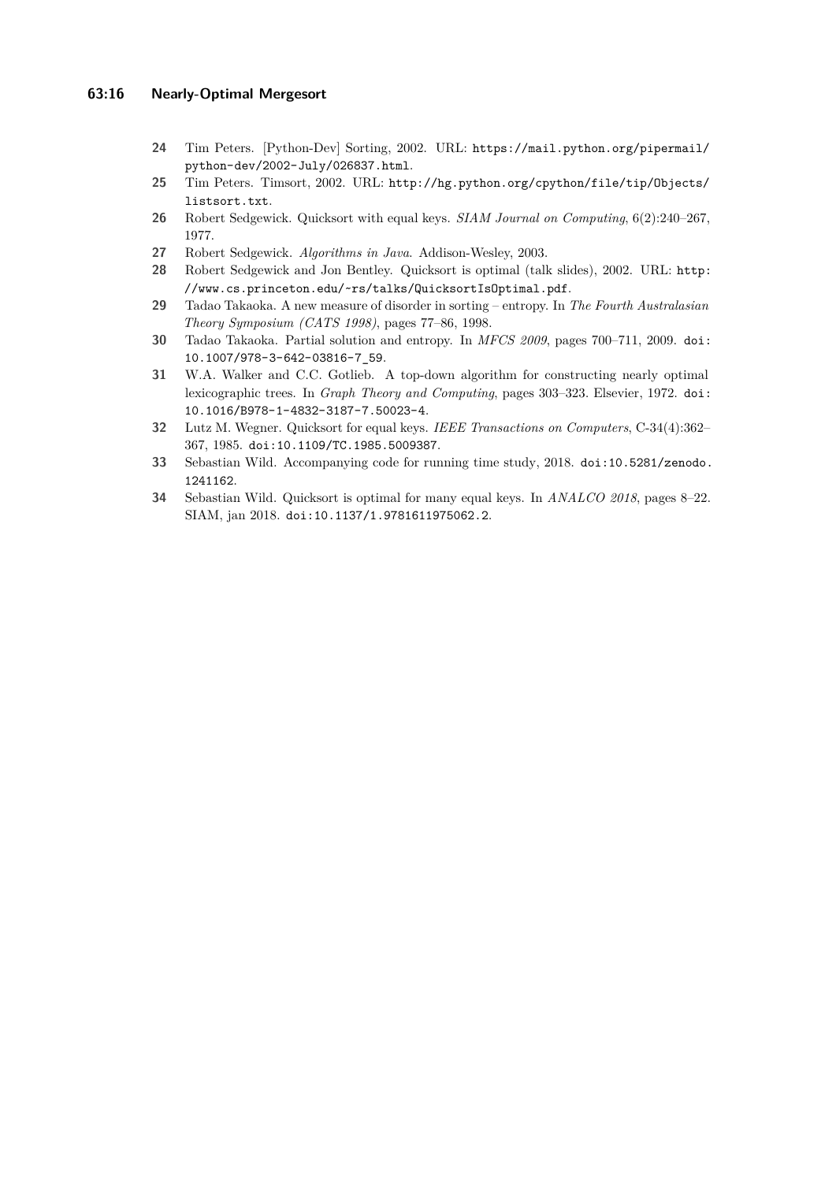24 Tim Peters. [Python-Dev] Sorting, 2002. URL: https://mail.python.org/pipermail/python-dev/2002-July/026837.html.

25 Tim Peters. Timsort, 2002. URL: http://hg.python.org/cpython/file/tip/Objects/listsort.txt.

26 Robert Sedgewick. Quicksort with equal keys. *SIAM Journal on Computing*, 6(2):240–267, 1977.

27 Robert Sedgewick. *Algorithms in Java*. Addison-Wesley, 2003.

28 Robert Sedgewick and Jon Bentley. Quicksort is optimal (talk slides), 2002. URL: http://www.cs.princeton.edu/~rs/talks/QuicksortIsOptimal.pdf.

29 Tadao Takaoka. A new measure of disorder in sorting – entropy. In *The Fourth Australasian Theory Symposium (CATS 1998)*, pages 77–86, 1998.

30 Tadao Takaoka. Partial solution and entropy. In *MFCS 2009*, pages 700–711, 2009. doi:10.1007/978-3-642-03816-7_59.

31 W.A. Walker and C.C. Gotlieb. A top-down algorithm for constructing nearly optimal lexicographic trees. In *Graph Theory and Computing*, pages 303–323. Elsevier, 1972. doi:10.1016/B978-1-4832-3187-7.50023-4.

32 Lutz M. Wegner. Quicksort for equal keys. *IEEE Transactions on Computers*, C-34(4):362–367, 1985. doi:10.1109/TC.1985.5009387.

33 Sebastian Wild. Accompanying code for running time study, 2018. doi:10.5281/zenodo.1241162.

34 Sebastian Wild. Quicksort is optimal for many equal keys. In *ANALCO 2018*, pages 8–22. SIAM, jan 2018. doi:10.1137/1.9781611975062.2.